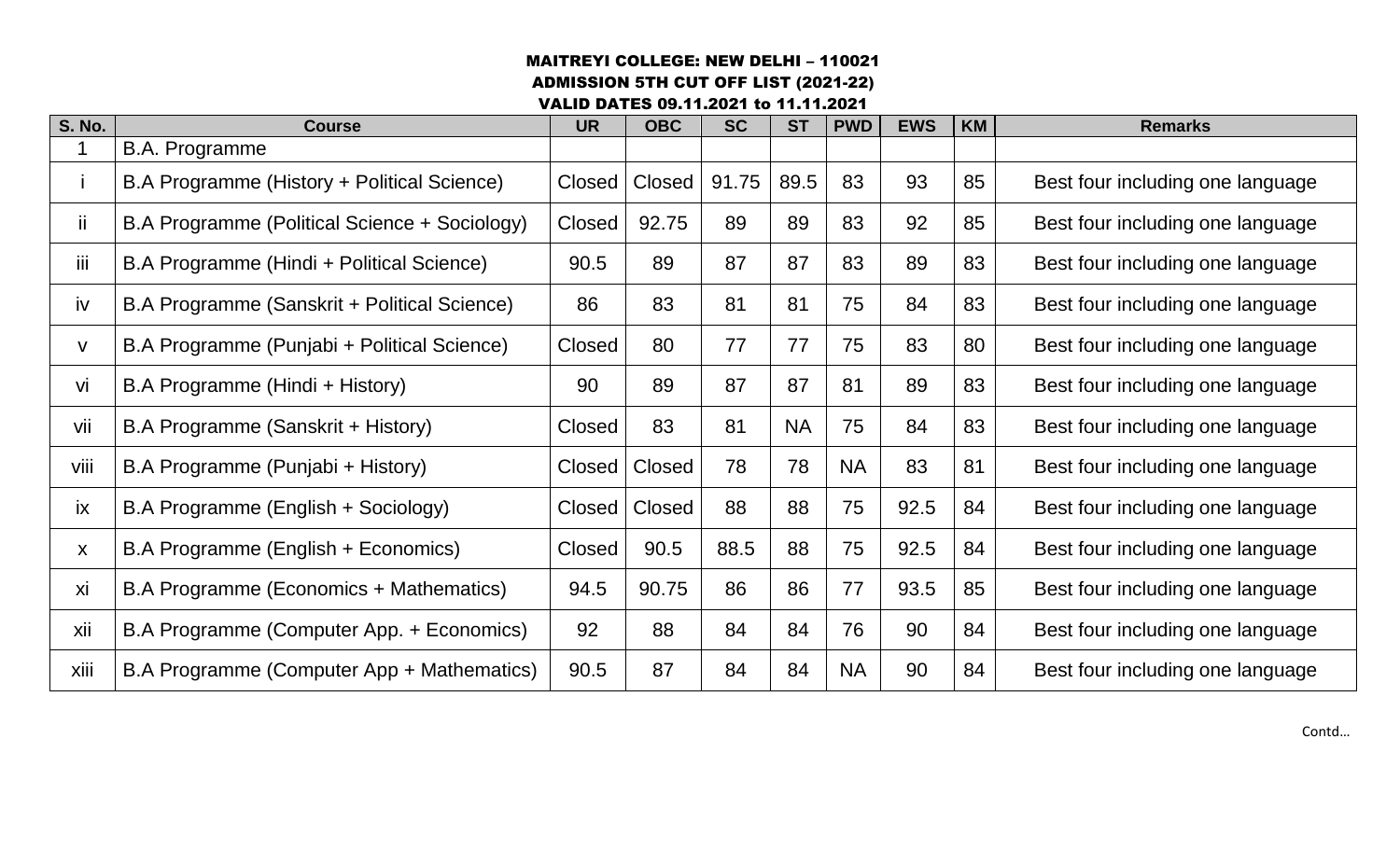# MAITREYI COLLEGE: NEW DELHI – 110021

## ADMISSION 5TH CUT OFF LIST (2021-22)

## VALID DATES 09.11.2021 to 11.11.2021

| S. No. | Course | UR | OBC | SC | ST | PWD | EWS | KM | Remarks |
|---|---|---|---|---|---|---|---|---|---|
| 1 | B.A. Programme | | | | | | | | |
| i | B.A Programme (History + Political Science) | Closed | Closed | 91.75 | 89.5 | 83 | 93 | 85 | Best four including one language |
| ii | B.A Programme (Political Science + Sociology) | Closed | 92.75 | 89 | 89 | 83 | 92 | 85 | Best four including one language |
| iii | B.A Programme (Hindi + Political Science) | 90.5 | 89 | 87 | 87 | 83 | 89 | 83 | Best four including one language |
| iv | B.A Programme (Sanskrit + Political Science) | 86 | 83 | 81 | 81 | 75 | 84 | 83 | Best four including one language |
| v | B.A Programme (Punjabi + Political Science) | Closed | 80 | 77 | 77 | 75 | 83 | 80 | Best four including one language |
| vi | B.A Programme (Hindi + History) | 90 | 89 | 87 | 87 | 81 | 89 | 83 | Best four including one language |
| vii | B.A Programme (Sanskrit + History) | Closed | 83 | 81 | NA | 75 | 84 | 83 | Best four including one language |
| viii | B.A Programme (Punjabi + History) | Closed | Closed | 78 | 78 | NA | 83 | 81 | Best four including one language |
| ix | B.A Programme (English + Sociology) | Closed | Closed | 88 | 88 | 75 | 92.5 | 84 | Best four including one language |
| x | B.A Programme (English + Economics) | Closed | 90.5 | 88.5 | 88 | 75 | 92.5 | 84 | Best four including one language |
| xi | B.A Programme (Economics + Mathematics) | 94.5 | 90.75 | 86 | 86 | 77 | 93.5 | 85 | Best four including one language |
| xii | B.A Programme (Computer App. + Economics) | 92 | 88 | 84 | 84 | 76 | 90 | 84 | Best four including one language |
| xiii | B.A Programme (Computer App + Mathematics) | 90.5 | 87 | 84 | 84 | NA | 90 | 84 | Best four including one language |

Contd…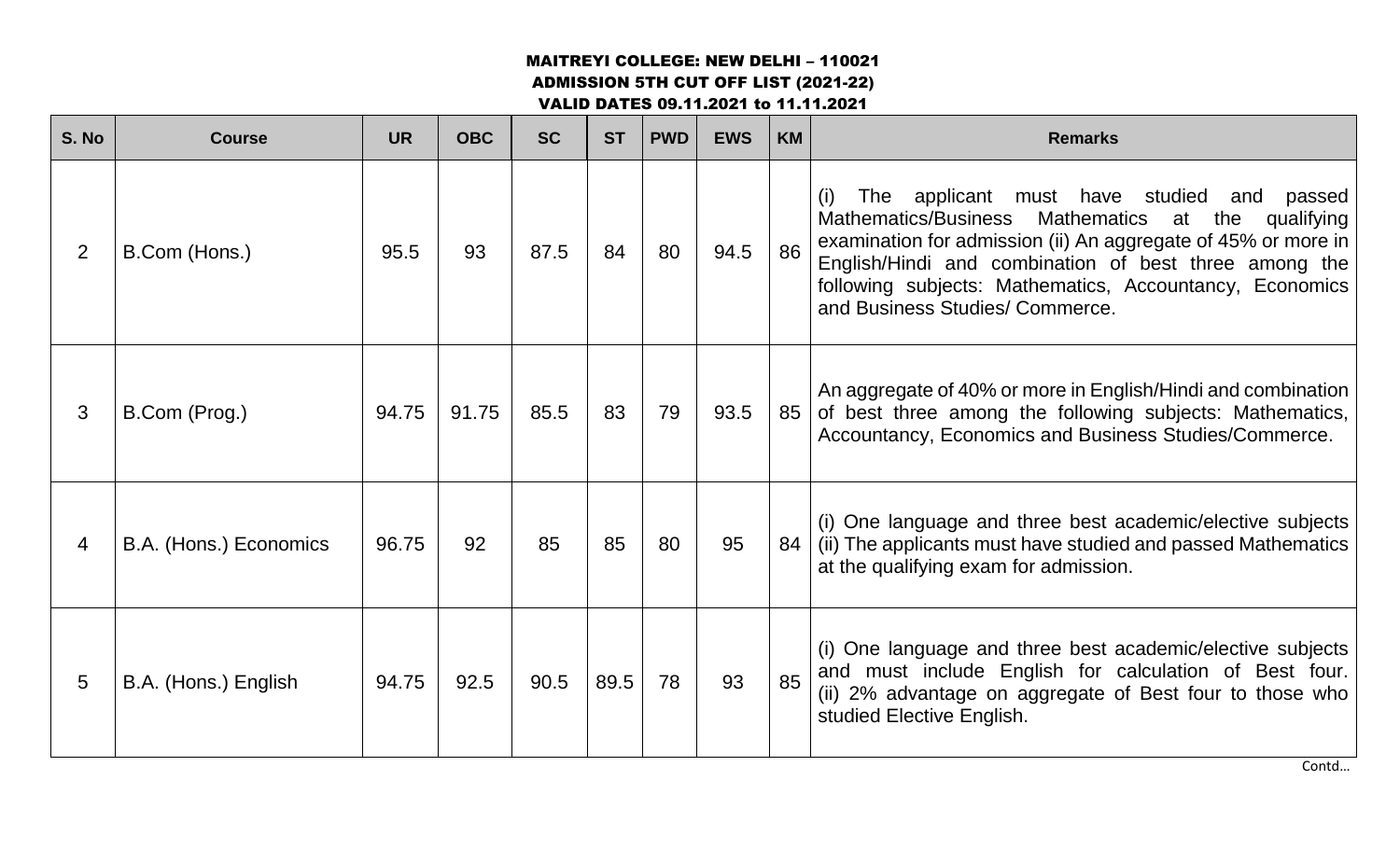**MAITREYI COLLEGE: NEW DELHI – 110021**
**ADMISSION 5TH CUT OFF LIST (2021-22)**
**VALID DATES 09.11.2021 to 11.11.2021**

| S. No | Course | UR | OBC | SC | ST | PWD | EWS | KM | Remarks |
|---|---|---|---|---|---|---|---|---|---|
| 2 | B.Com (Hons.) | 95.5 | 93 | 87.5 | 84 | 80 | 94.5 | 86 | (i) The applicant must have studied and passed Mathematics/Business Mathematics at the qualifying examination for admission (ii) An aggregate of 45% or more in English/Hindi and combination of best three among the following subjects: Mathematics, Accountancy, Economics and Business Studies/ Commerce. |
| 3 | B.Com (Prog.) | 94.75 | 91.75 | 85.5 | 83 | 79 | 93.5 | 85 | An aggregate of 40% or more in English/Hindi and combination of best three among the following subjects: Mathematics, Accountancy, Economics and Business Studies/Commerce. |
| 4 | B.A. (Hons.) Economics | 96.75 | 92 | 85 | 85 | 80 | 95 | 84 | (i) One language and three best academic/elective subjects (ii) The applicants must have studied and passed Mathematics at the qualifying exam for admission. |
| 5 | B.A. (Hons.) English | 94.75 | 92.5 | 90.5 | 89.5 | 78 | 93 | 85 | (i) One language and three best academic/elective subjects and must include English for calculation of Best four. (ii) 2% advantage on aggregate of Best four to those who studied Elective English. |

Contd…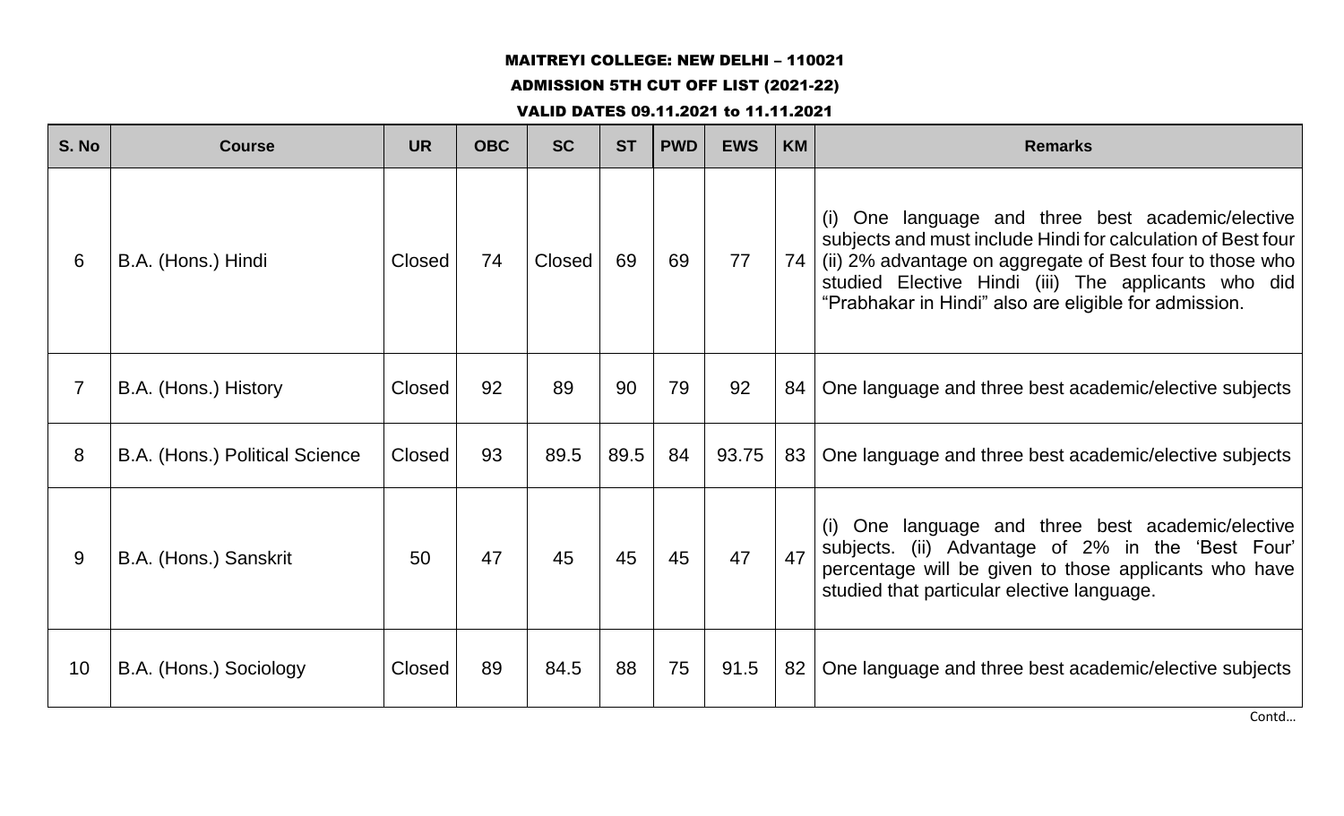**MAITREYI COLLEGE: NEW DELHI – 110021**

**ADMISSION 5TH CUT OFF LIST (2021-22)**

**VALID DATES 09.11.2021 to 11.11.2021**

| S. No | Course | UR | OBC | SC | ST | PWD | EWS | KM | Remarks |
|---|---|---|---|---|---|---|---|---|---|
| 6 | B.A. (Hons.) Hindi | Closed | 74 | Closed | 69 | 69 | 77 | 74 | (i) One language and three best academic/elective subjects and must include Hindi for calculation of Best four (ii) 2% advantage on aggregate of Best four to those who studied Elective Hindi (iii) The applicants who did "Prabhakar in Hindi" also are eligible for admission. |
| 7 | B.A. (Hons.) History | Closed | 92 | 89 | 90 | 79 | 92 | 84 | One language and three best academic/elective subjects |
| 8 | B.A. (Hons.) Political Science | Closed | 93 | 89.5 | 89.5 | 84 | 93.75 | 83 | One language and three best academic/elective subjects |
| 9 | B.A. (Hons.) Sanskrit | 50 | 47 | 45 | 45 | 45 | 47 | 47 | (i) One language and three best academic/elective subjects. (ii) Advantage of 2% in the 'Best Four' percentage will be given to those applicants who have studied that particular elective language. |
| 10 | B.A. (Hons.) Sociology | Closed | 89 | 84.5 | 88 | 75 | 91.5 | 82 | One language and three best academic/elective subjects |

Contd…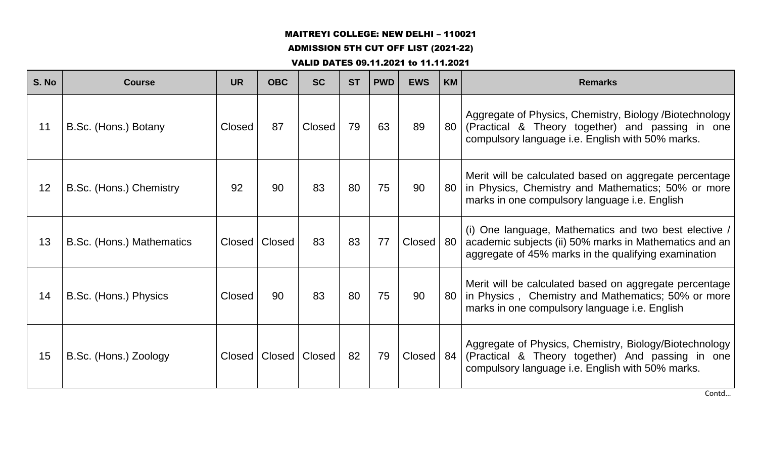MAITREYI COLLEGE: NEW DELHI – 110021

ADMISSION 5TH CUT OFF LIST (2021-22)

VALID DATES 09.11.2021 to 11.11.2021

| S. No | Course | UR | OBC | SC | ST | PWD | EWS | KM | Remarks |
|---|---|---|---|---|---|---|---|---|---|
| 11 | B.Sc. (Hons.) Botany | Closed | 87 | Closed | 79 | 63 | 89 | 80 | Aggregate of Physics, Chemistry, Biology /Biotechnology (Practical & Theory together) and passing in one compulsory language i.e. English with 50% marks. |
| 12 | B.Sc. (Hons.) Chemistry | 92 | 90 | 83 | 80 | 75 | 90 | 80 | Merit will be calculated based on aggregate percentage in Physics, Chemistry and Mathematics; 50% or more marks in one compulsory language i.e. English |
| 13 | B.Sc. (Hons.) Mathematics | Closed | Closed | 83 | 83 | 77 | Closed | 80 | (i) One language, Mathematics and two best elective / academic subjects (ii) 50% marks in Mathematics and an aggregate of 45% marks in the qualifying examination |
| 14 | B.Sc. (Hons.) Physics | Closed | 90 | 83 | 80 | 75 | 90 | 80 | Merit will be calculated based on aggregate percentage in Physics , Chemistry and Mathematics; 50% or more marks in one compulsory language i.e. English |
| 15 | B.Sc. (Hons.) Zoology | Closed | Closed | Closed | 82 | 79 | Closed | 84 | Aggregate of Physics, Chemistry, Biology/Biotechnology (Practical & Theory together) And passing in one compulsory language i.e. English with 50% marks. |

Contd…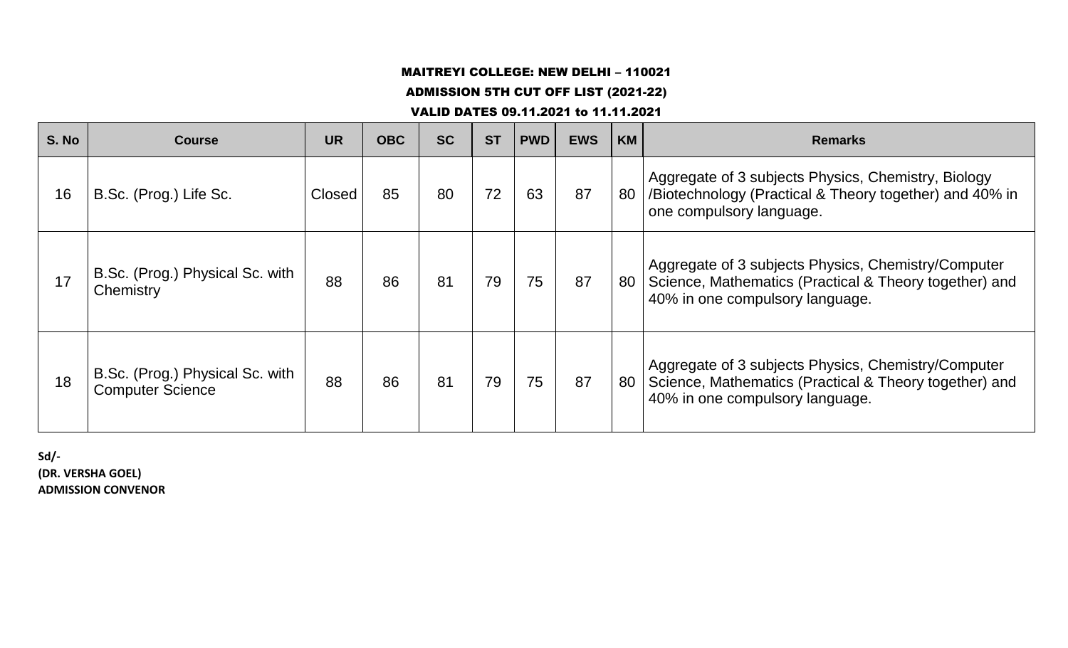MAITREYI COLLEGE: NEW DELHI – 110021

ADMISSION 5TH CUT OFF LIST (2021-22)

VALID DATES 09.11.2021 to 11.11.2021

| S. No | Course | UR | OBC | SC | ST | PWD | EWS | KM | Remarks |
|---|---|---|---|---|---|---|---|---|---|
| 16 | B.Sc. (Prog.) Life Sc. | Closed | 85 | 80 | 72 | 63 | 87 | 80 | Aggregate of 3 subjects Physics, Chemistry, Biology /Biotechnology (Practical & Theory together) and 40% in one compulsory language. |
| 17 | B.Sc. (Prog.) Physical Sc. with Chemistry | 88 | 86 | 81 | 79 | 75 | 87 | 80 | Aggregate of 3 subjects Physics, Chemistry/Computer Science, Mathematics (Practical & Theory together) and 40% in one compulsory language. |
| 18 | B.Sc. (Prog.) Physical Sc. with Computer Science | 88 | 86 | 81 | 79 | 75 | 87 | 80 | Aggregate of 3 subjects Physics, Chemistry/Computer Science, Mathematics (Practical & Theory together) and 40% in one compulsory language. |

**Sd/-**
**(DR. VERSHA GOEL)**
**ADMISSION CONVENOR**